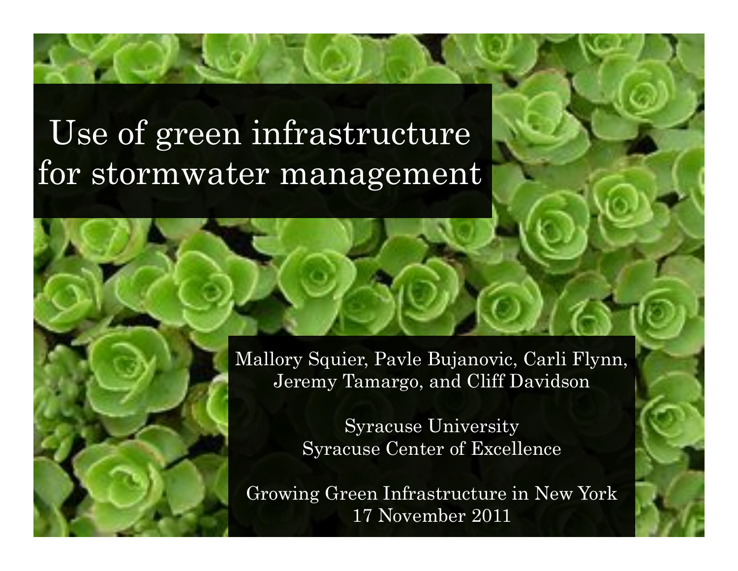# Use of green infrastructure for stormwater management

Mallory Squier, Pavle Bujanovic, Carli Flynn, Jeremy Tamargo, and Cliff Davidson

Syracuse University
Syracuse Center of Excellence

Growing Green Infrastructure in New York
17 November 2011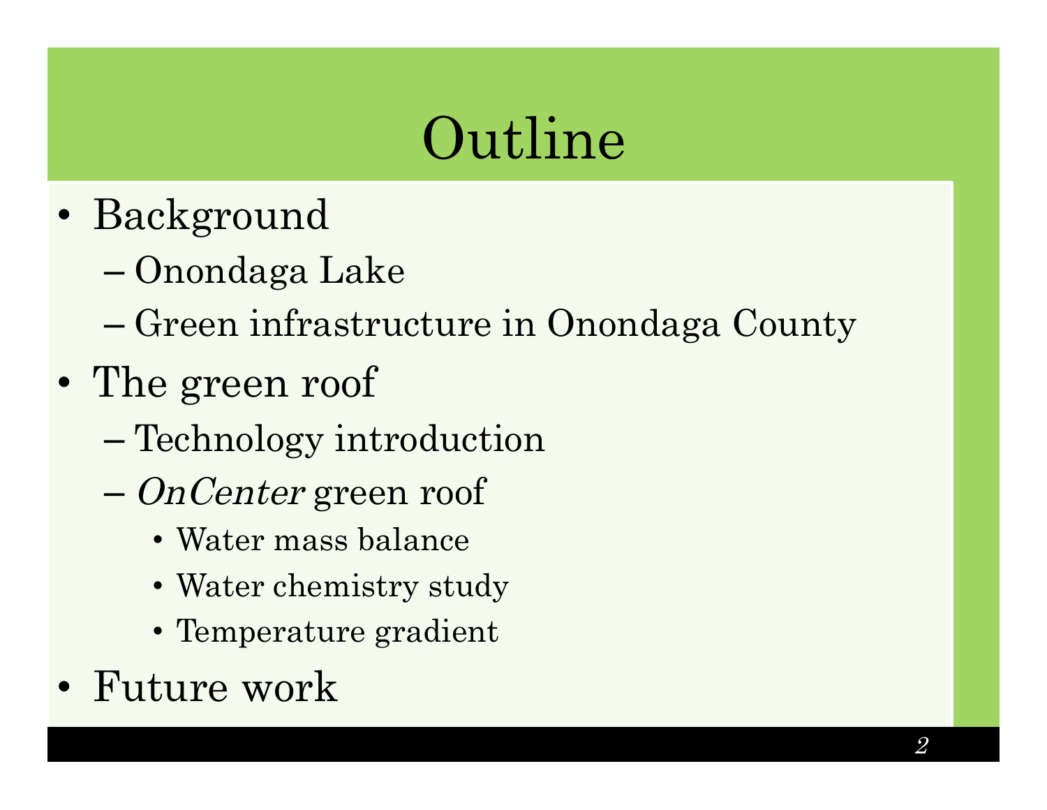# Outline

- Background
  - Onondaga Lake
  - Green infrastructure in Onondaga County
- The green roof
  - Technology introduction
  - *OnCenter* green roof
    - Water mass balance
    - Water chemistry study
    - Temperature gradient
- Future work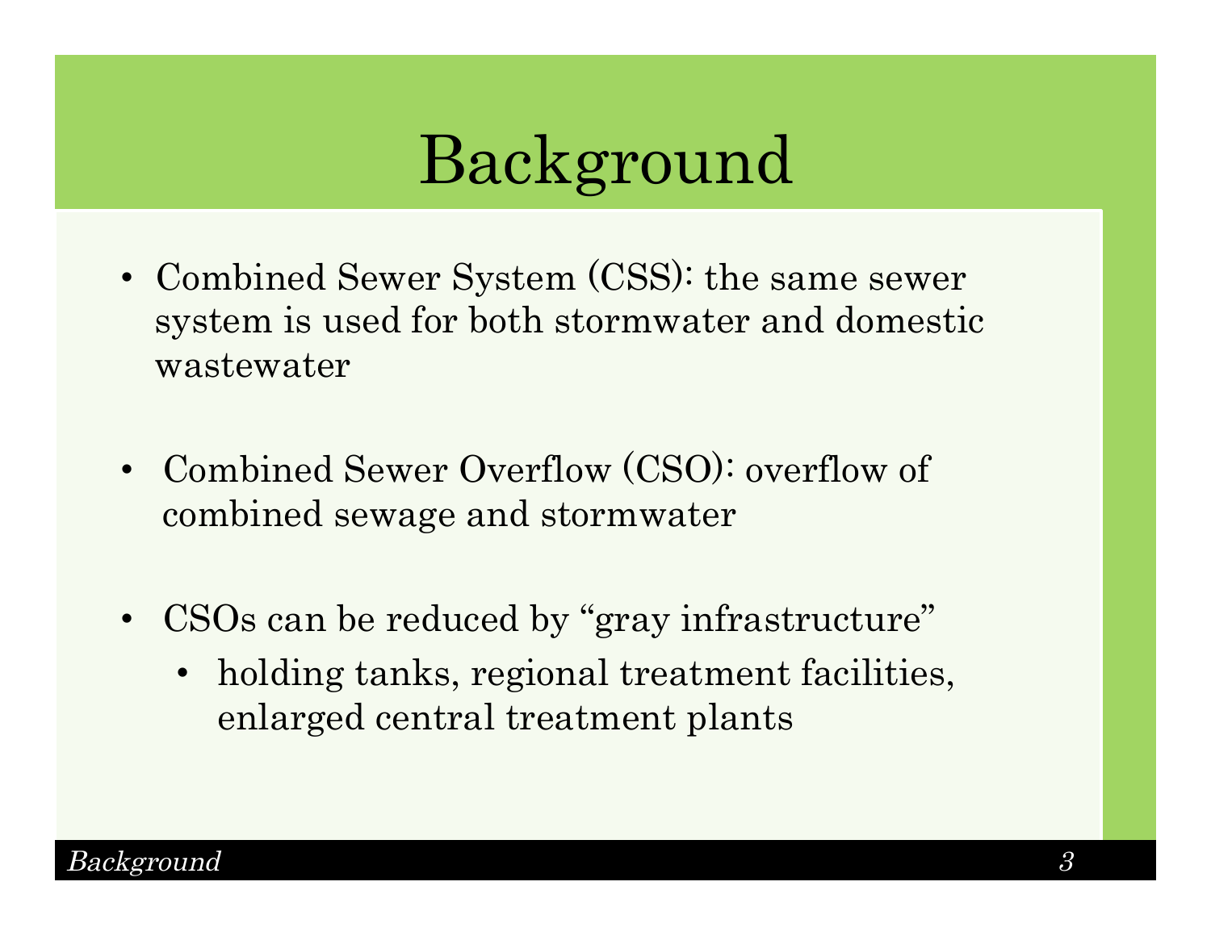# Background

- Combined Sewer System (CSS): the same sewer system is used for both stormwater and domestic wastewater

- Combined Sewer Overflow (CSO): overflow of combined sewage and stormwater

- CSOs can be reduced by "gray infrastructure"
  - holding tanks, regional treatment facilities, enlarged central treatment plants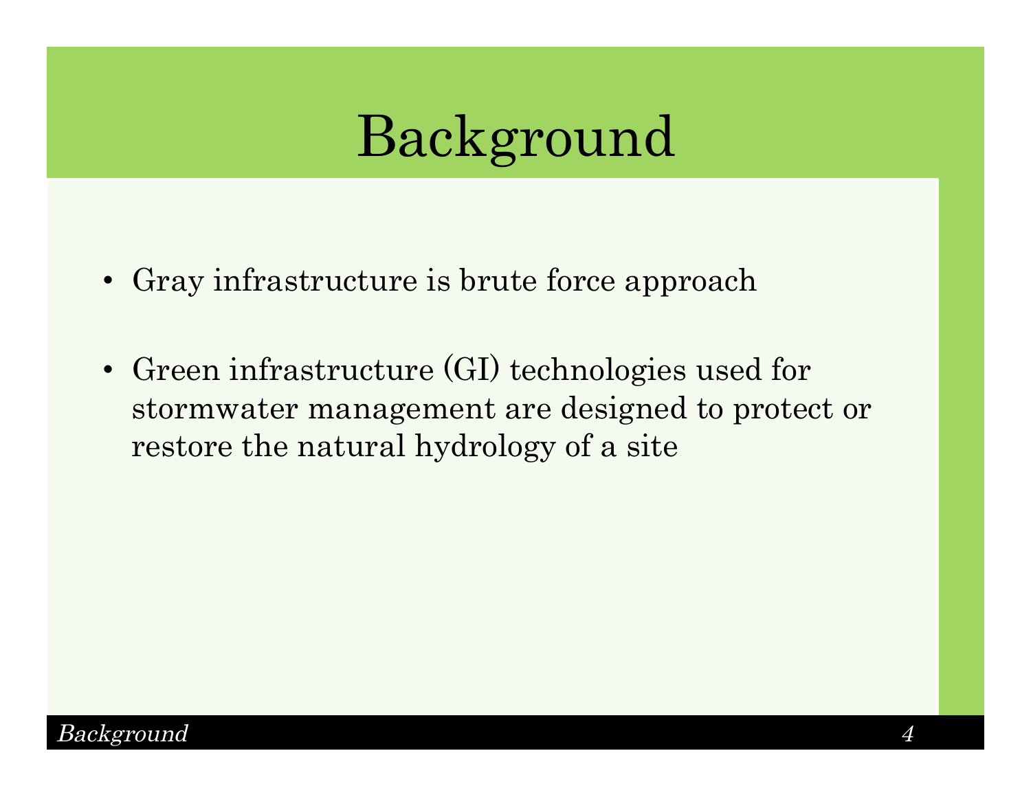# Background

- Gray infrastructure is brute force approach
- Green infrastructure (GI) technologies used for stormwater management are designed to protect or restore the natural hydrology of a site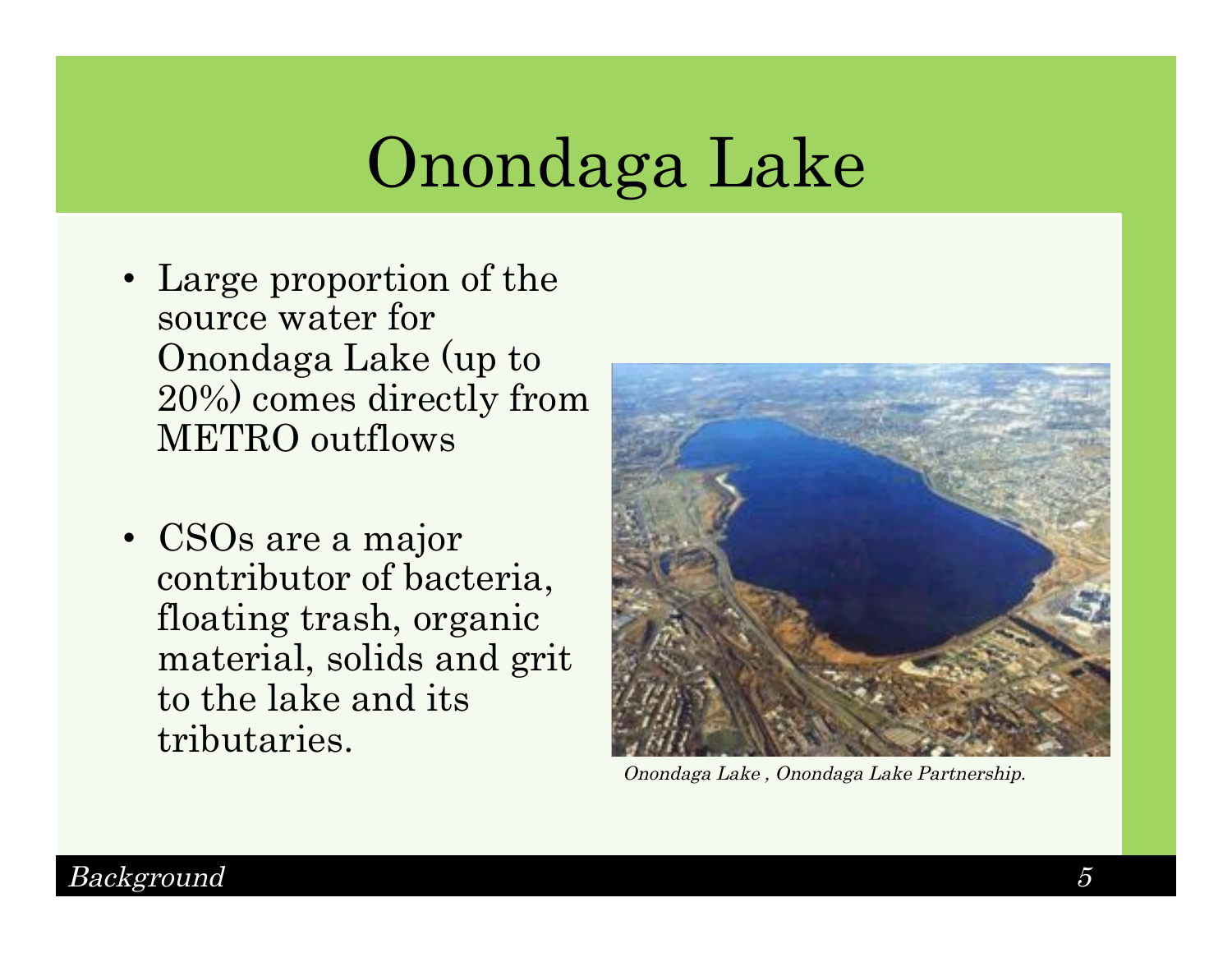# Onondaga Lake

- Large proportion of the source water for Onondaga Lake (up to 20%) comes directly from METRO outflows

- CSOs are a major contributor of bacteria, floating trash, organic material, solids and grit to the lake and its tributaries.

*Onondaga Lake , Onondaga Lake Partnership.*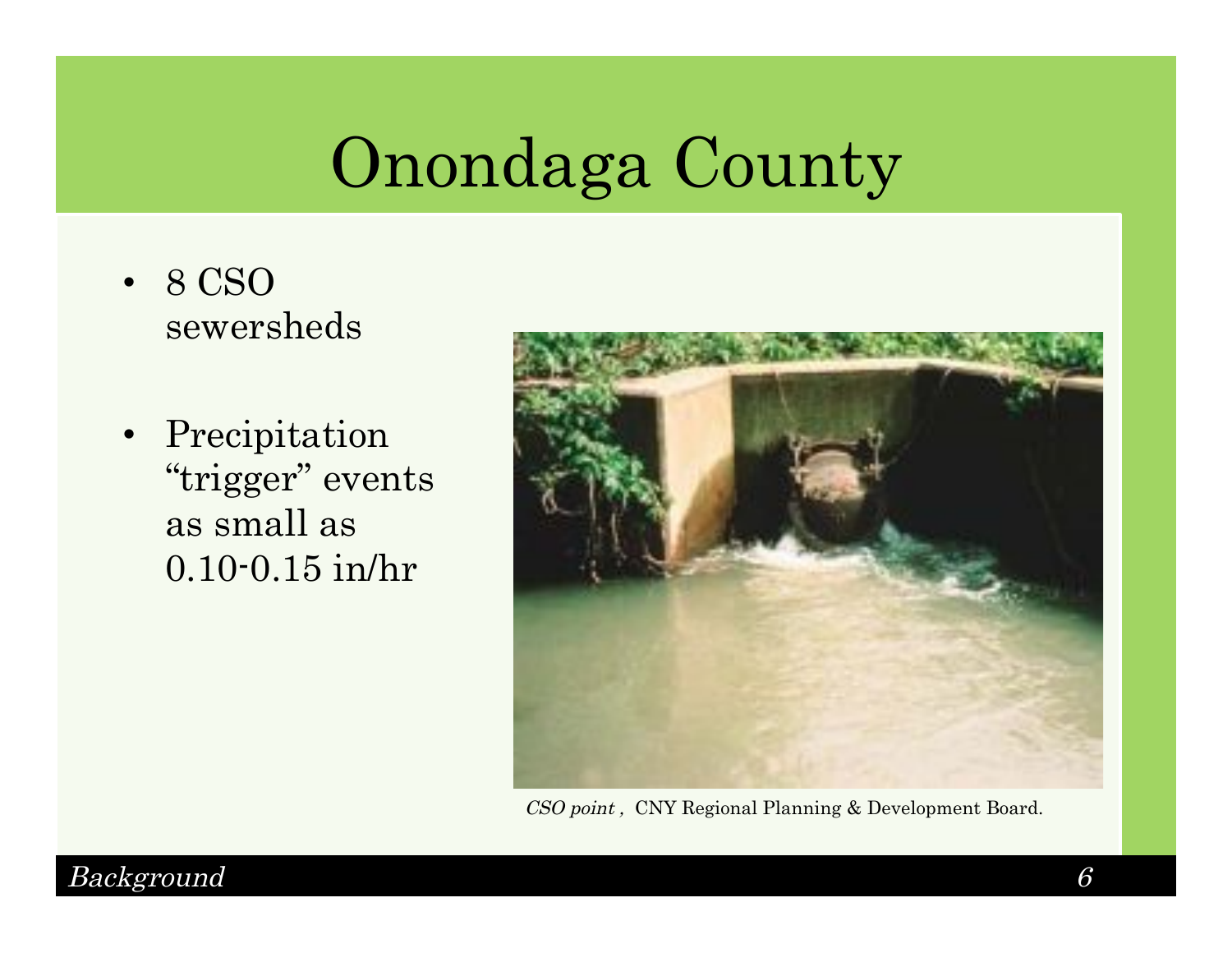# Onondaga County

- 8 CSO sewersheds
- Precipitation "trigger" events as small as 0.10-0.15 in/hr

*CSO point* , CNY Regional Planning & Development Board.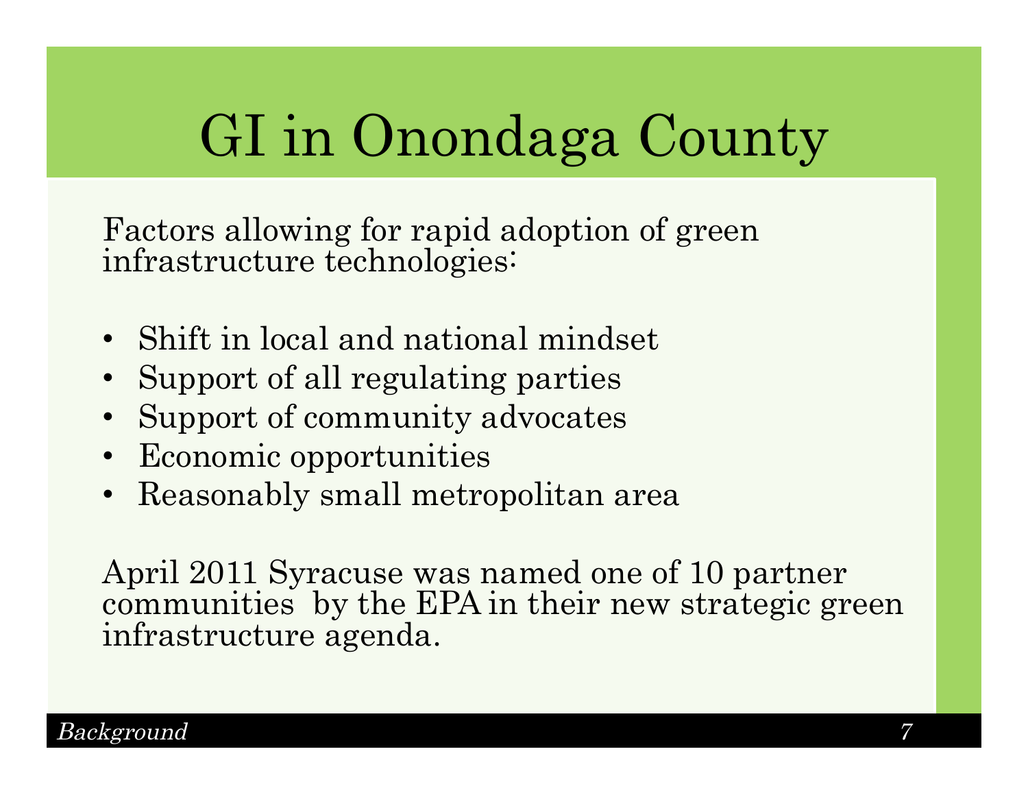# GI in Onondaga County

Factors allowing for rapid adoption of green infrastructure technologies:

- Shift in local and national mindset
- Support of all regulating parties
- Support of community advocates
- Economic opportunities
- Reasonably small metropolitan area

April 2011 Syracuse was named one of 10 partner communities by the EPA in their new strategic green infrastructure agenda.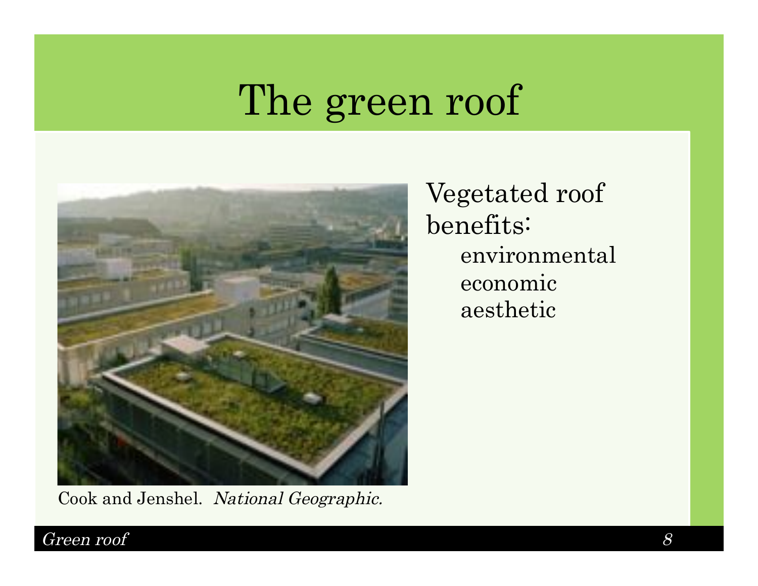# The green roof

Cook and Jenshel. *National Geographic.*

Vegetated roof benefits:

- environmental
- economic
- aesthetic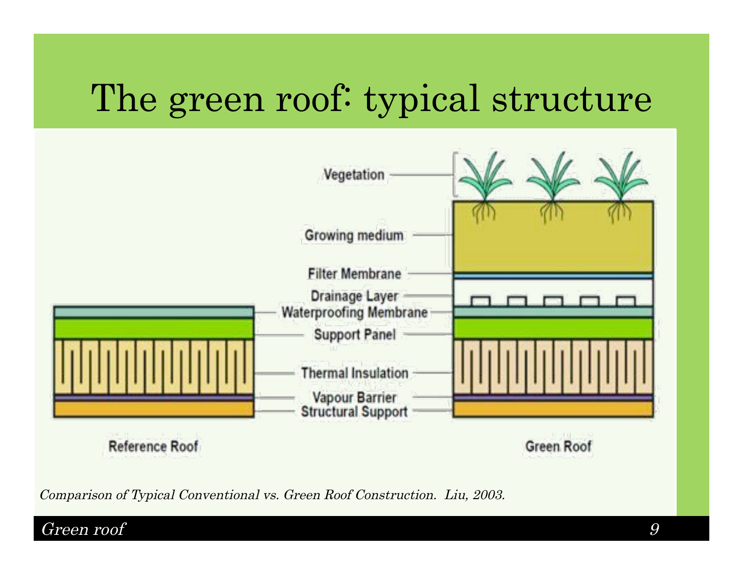# The green roof: typical structure

Vegetation

Growing medium

Filter Membrane

Drainage Layer

Waterproofing Membrane

Support Panel

Thermal Insulation

Vapour Barrier

Structural Support

Reference Roof

Green Roof

*Comparison of Typical Conventional vs. Green Roof Construction. Liu, 2003.*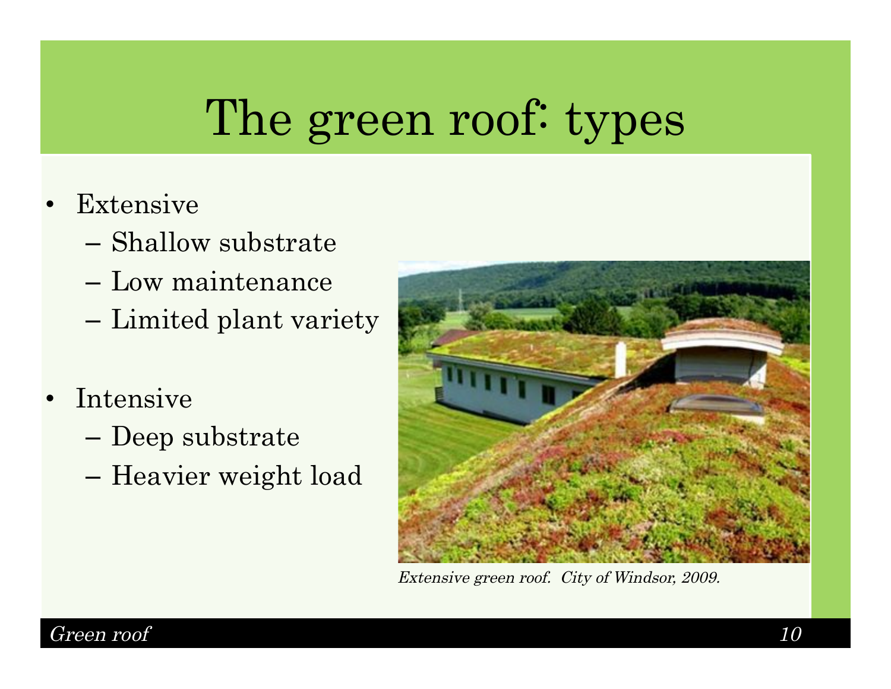# The green roof: types

- Extensive
  - Shallow substrate
  - Low maintenance
  - Limited plant variety

- Intensive
  - Deep substrate
  - Heavier weight load

*Extensive green roof. City of Windsor, 2009.*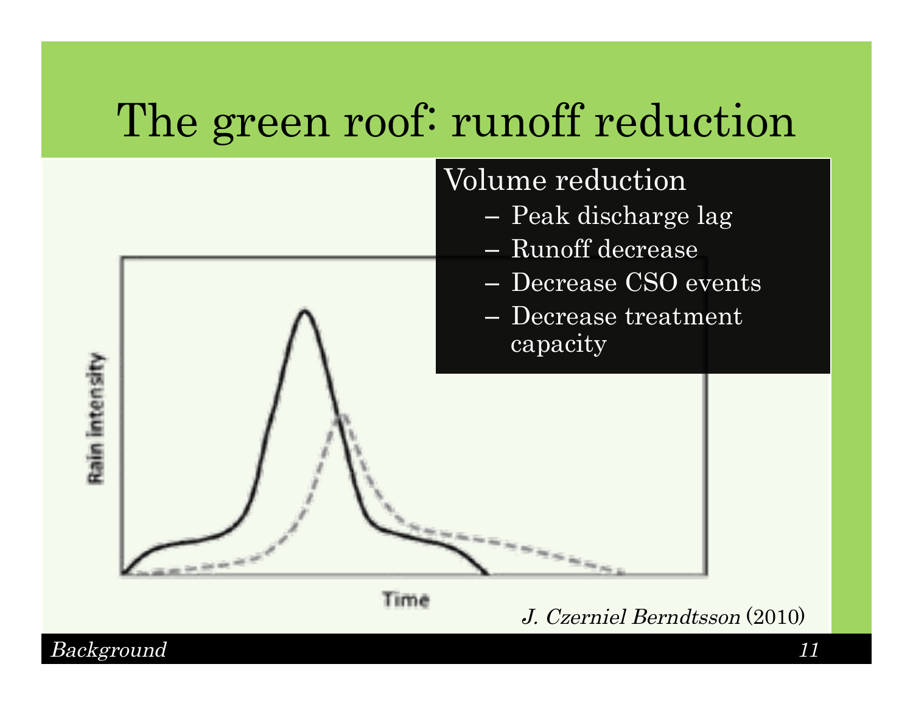# The green roof: runoff reduction

Volume reduction

- Peak discharge lag
- Runoff decrease
- Decrease CSO events
- Decrease treatment capacity

Rain Intensity

Time

*J. Czerniel Berndtsson* (2010)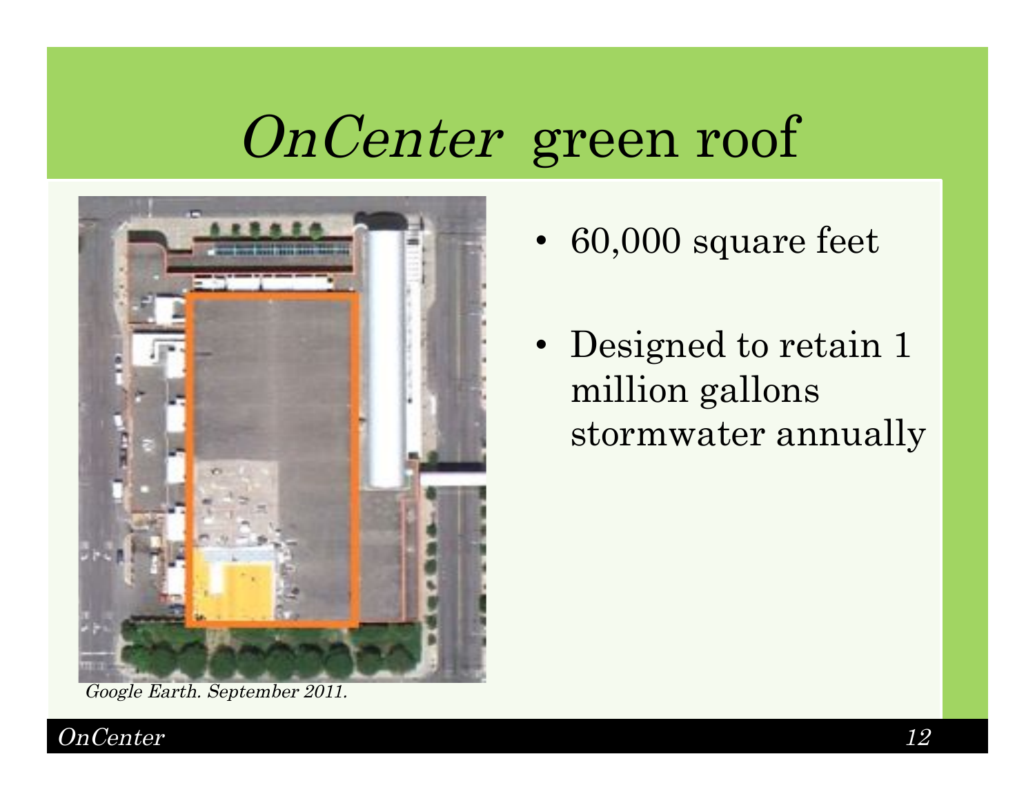# *OnCenter* green roof

*Google Earth. September 2011.*

- 60,000 square feet
- Designed to retain 1 million gallons stormwater annually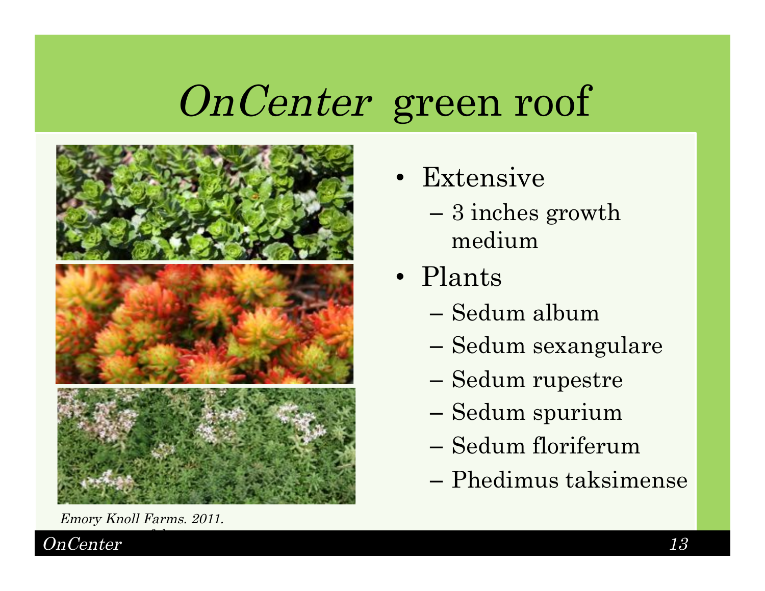# *OnCenter* green roof

- Extensive
  - 3 inches growth medium
- Plants
  - Sedum album
  - Sedum sexangulare
  - Sedum rupestre
  - Sedum spurium
  - Sedum floriferum
  - Phedimus taksimense

*Emory Knoll Farms. 2011.*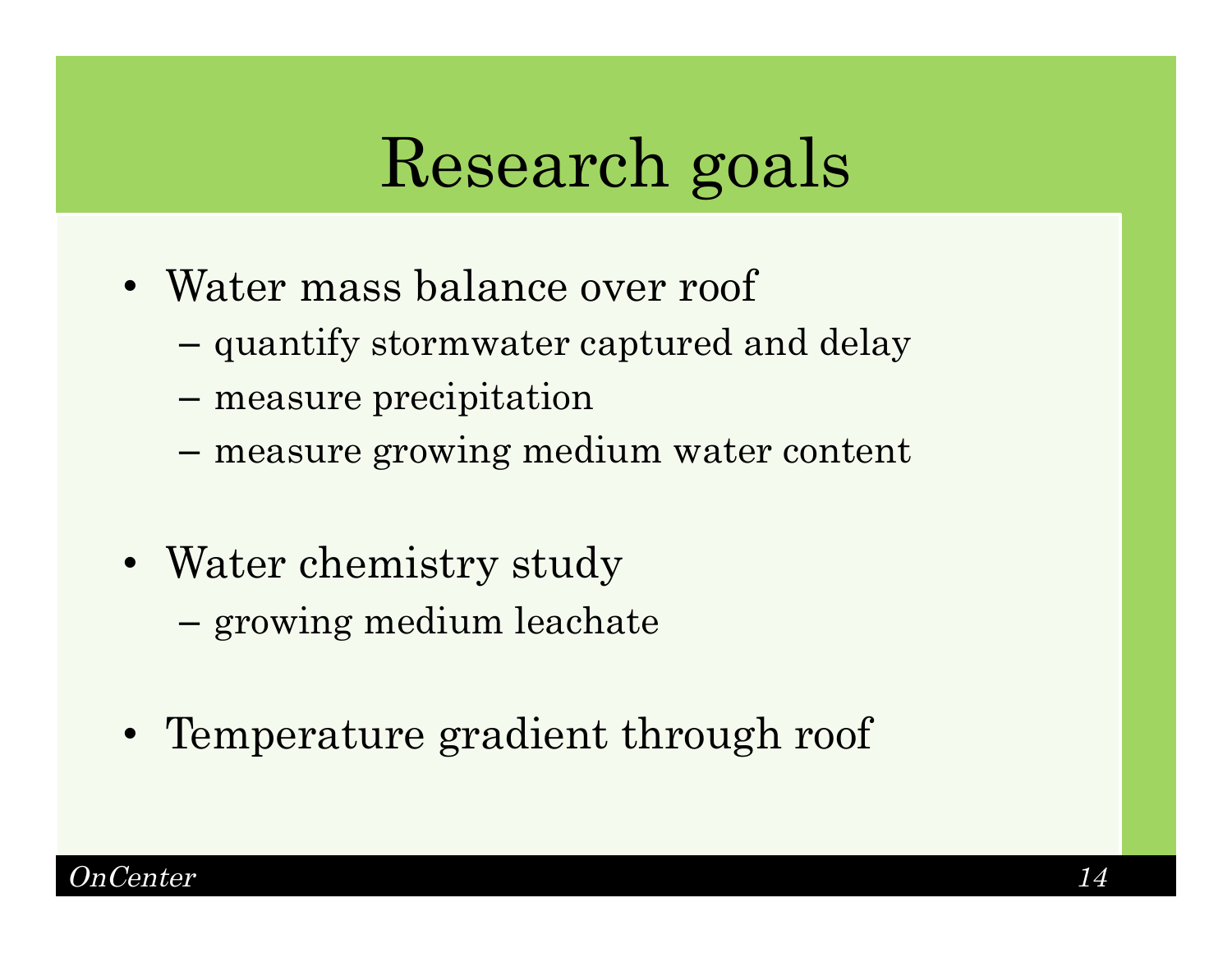# Research goals

- Water mass balance over roof
  - quantify stormwater captured and delay
  - measure precipitation
  - measure growing medium water content

- Water chemistry study
  - growing medium leachate

- Temperature gradient through roof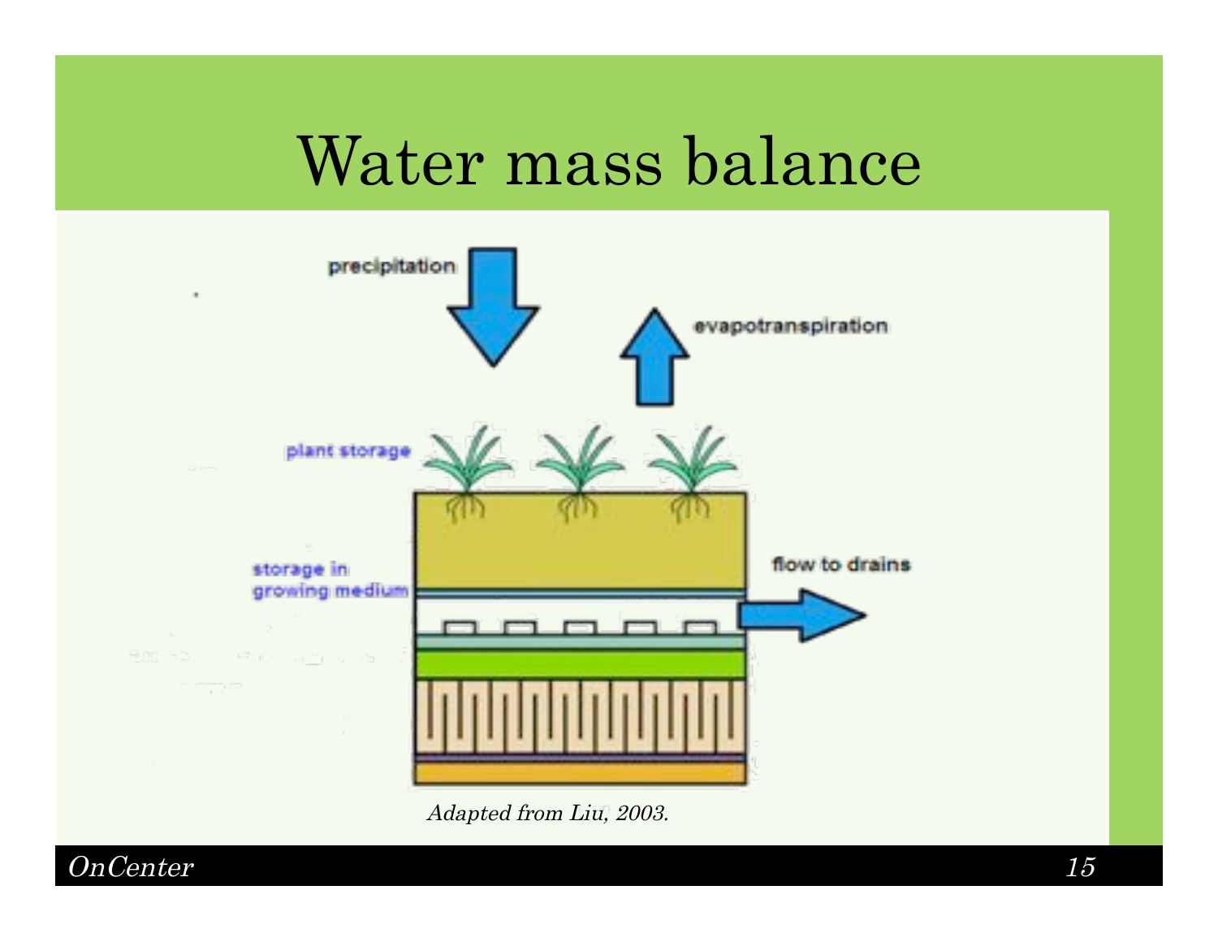# Water mass balance

precipitation

evapotranspiration

plant storage

storage in growing medium

flow to drains

*Adapted from Liu, 2003.*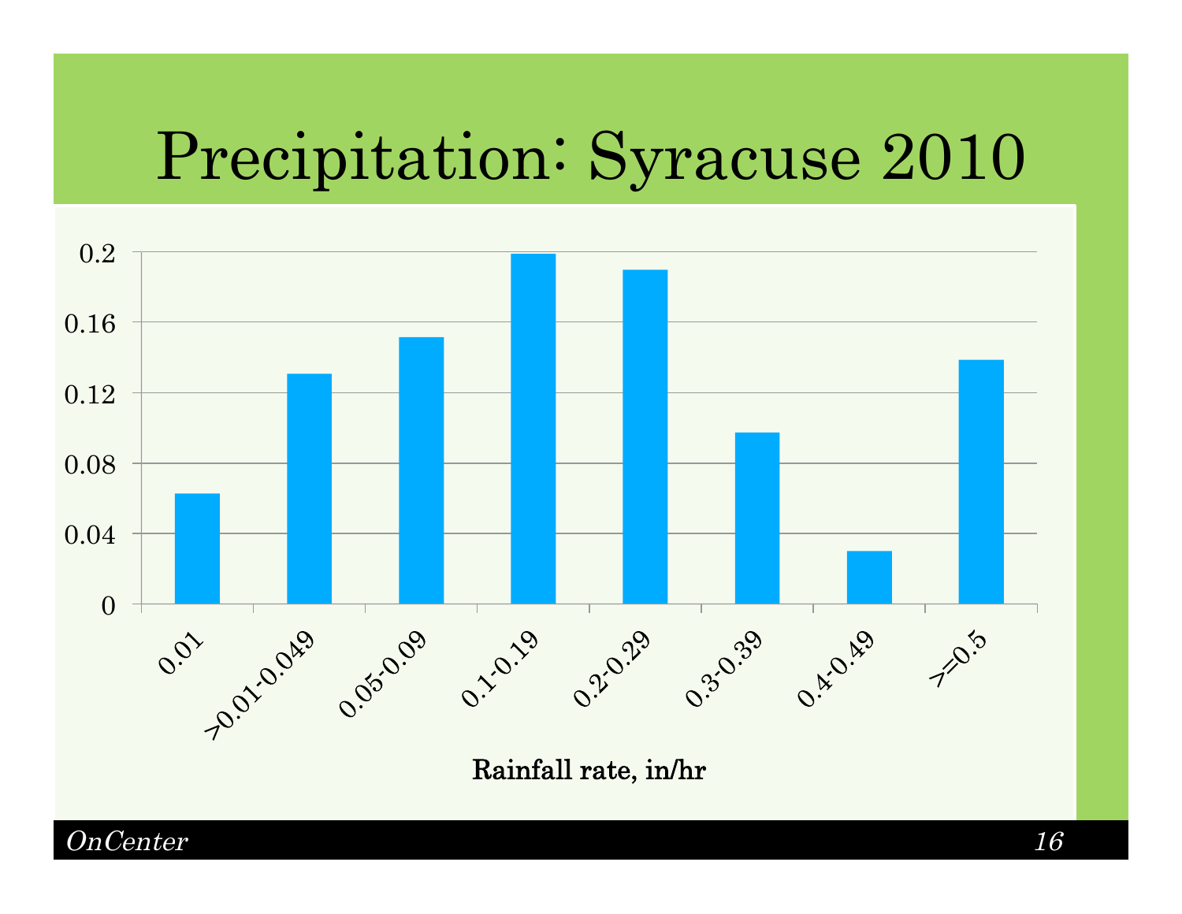# Precipitation: Syracuse 2010

| Rainfall rate, in/hr | Value |
|---|---|
| 0.01 | 0.063 |
| >0.01-0.049 | 0.131 |
| 0.05-0.09 | 0.152 |
| 0.1-0.19 | 0.199 |
| 0.2-0.29 | 0.19 |
| 0.3-0.39 | 0.098 |
| 0.4-0.49 | 0.03 |
| >=0.5 | 0.139 |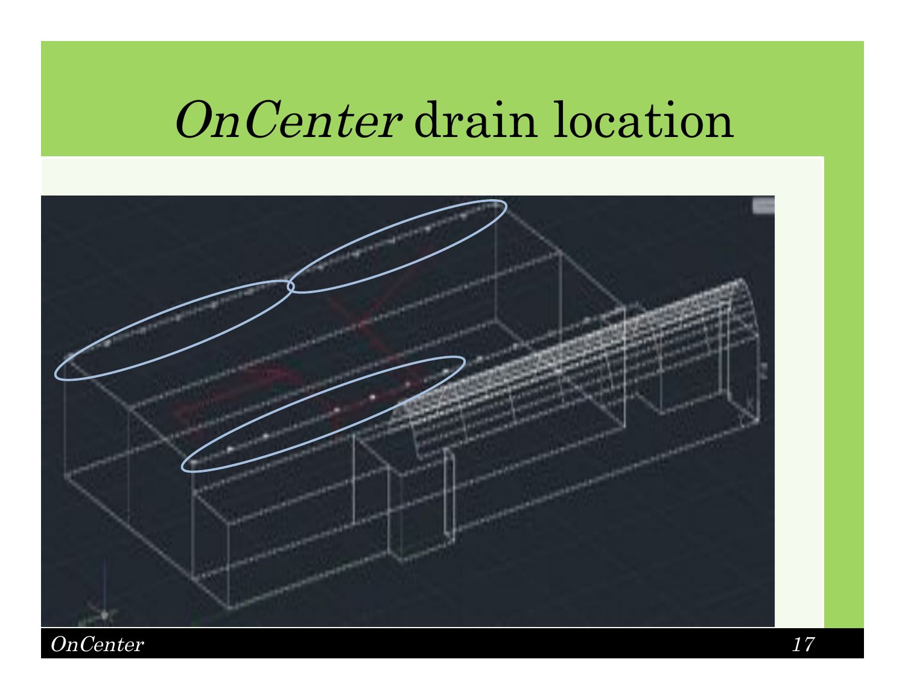# *OnCenter* drain location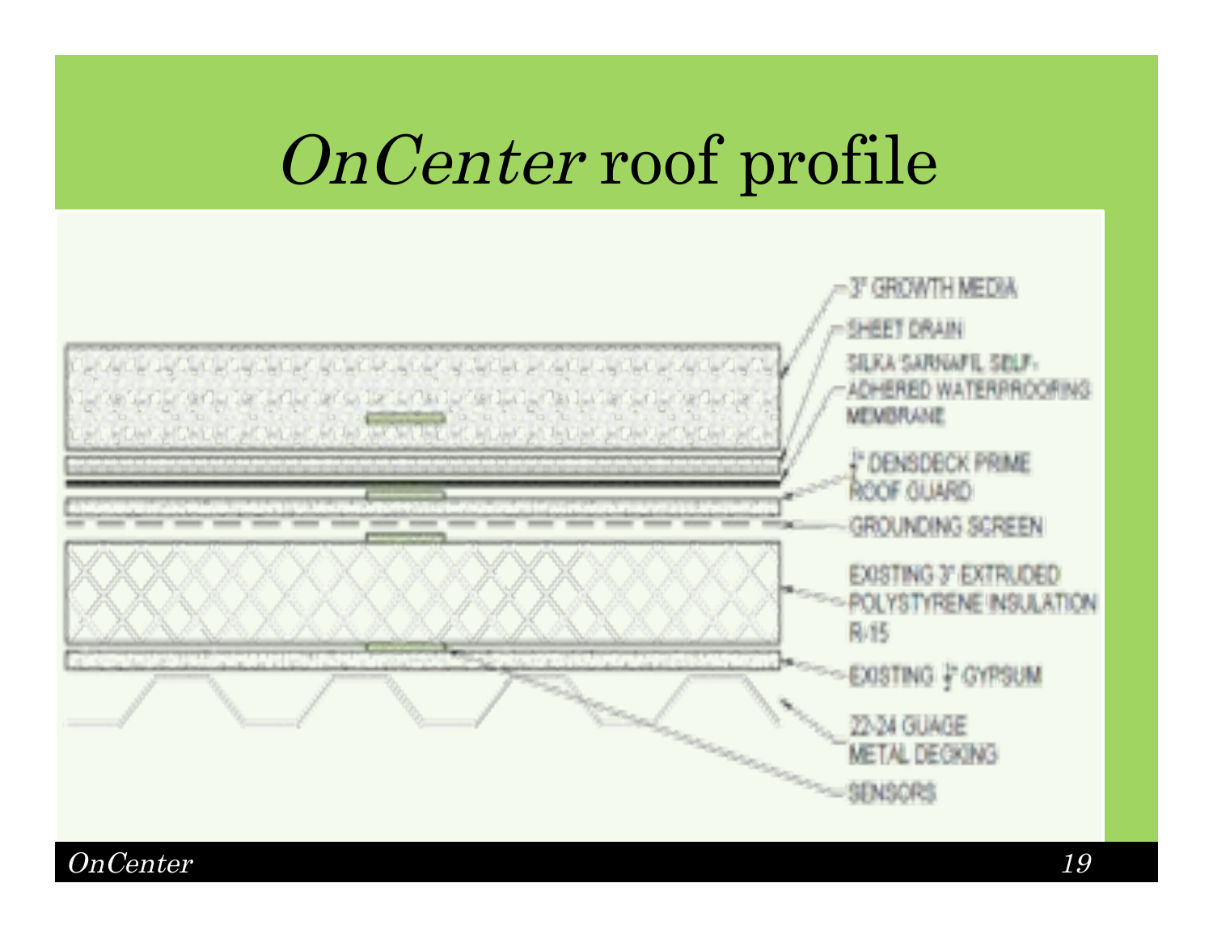# *OnCenter* roof profile

- 3" GROWTH MEDIA
- SHEET DRAIN
- SILKA SARNAFIL SELF-ADHERED WATERPROOFING MEMBRANE
- ½" DENSDECK PRIME ROOF GUARD
- GROUNDING SCREEN
- EXISTING 3" EXTRUDED POLYSTYRENE INSULATION R-15
- EXISTING ½" GYPSUM
- 22-24 GUAGE METAL DECKING
- SENSORS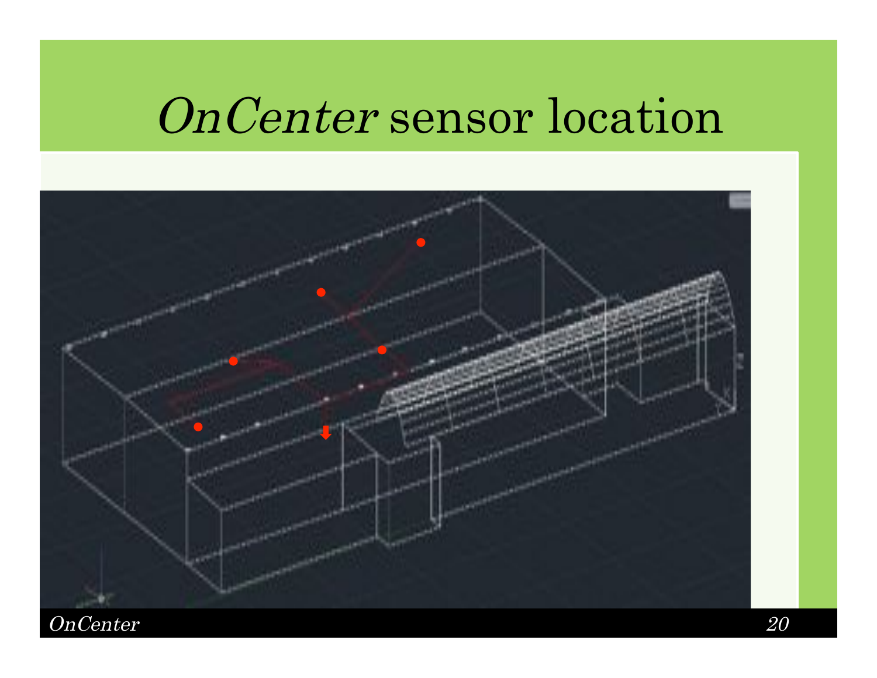# *OnCenter* sensor location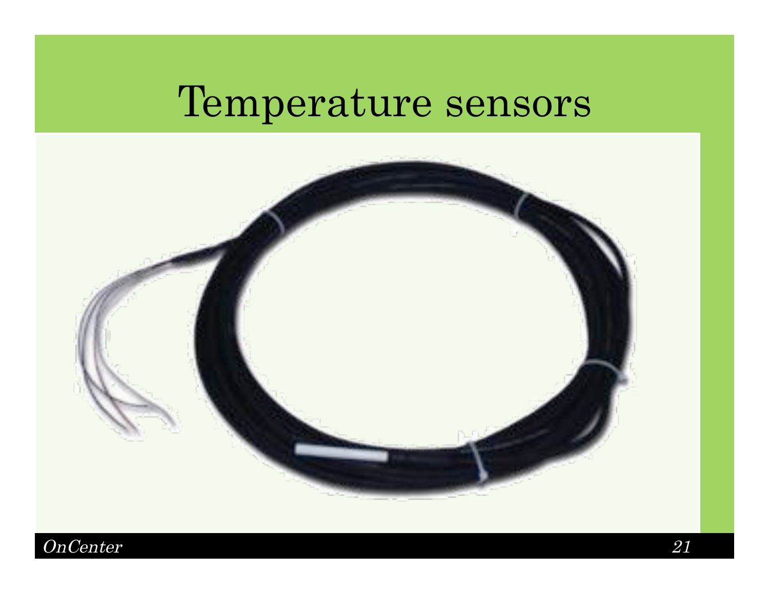# Temperature sensors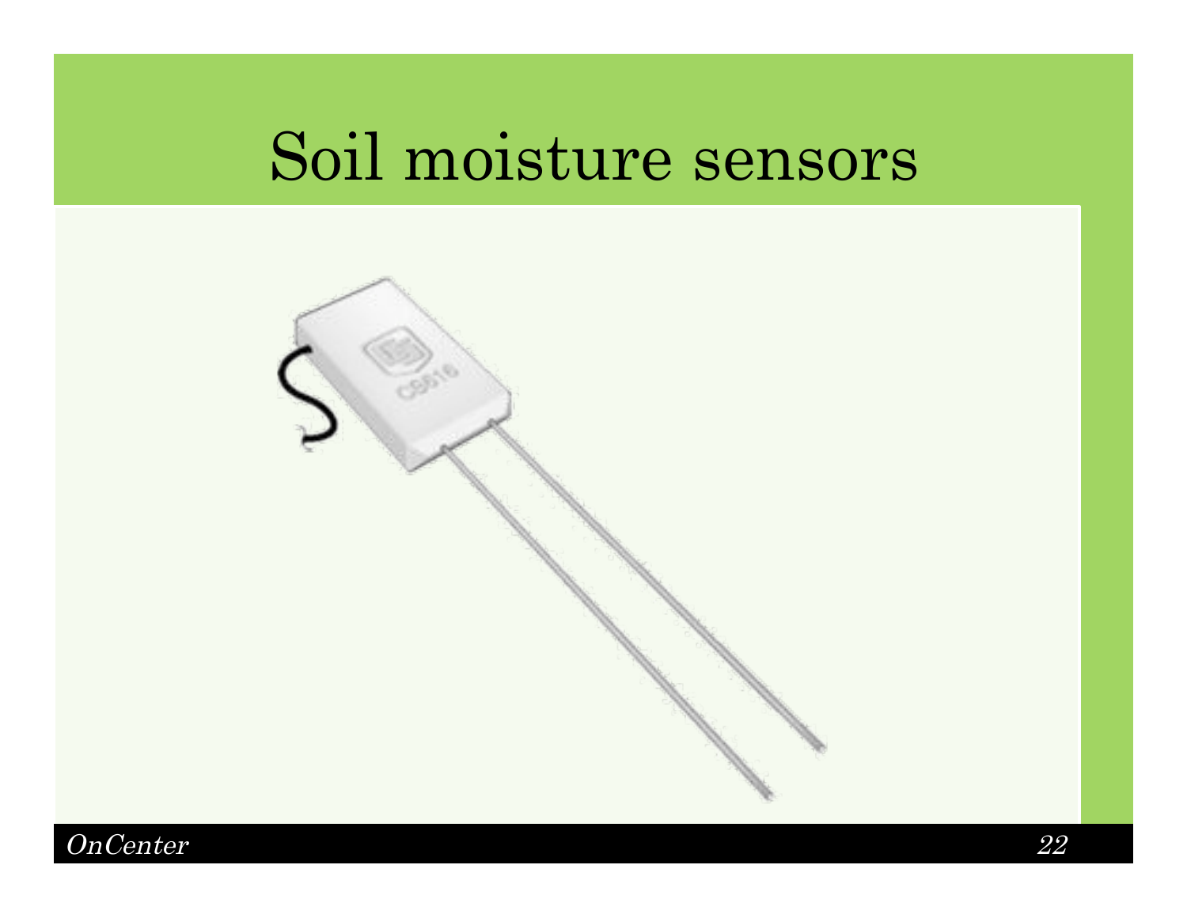# Soil moisture sensors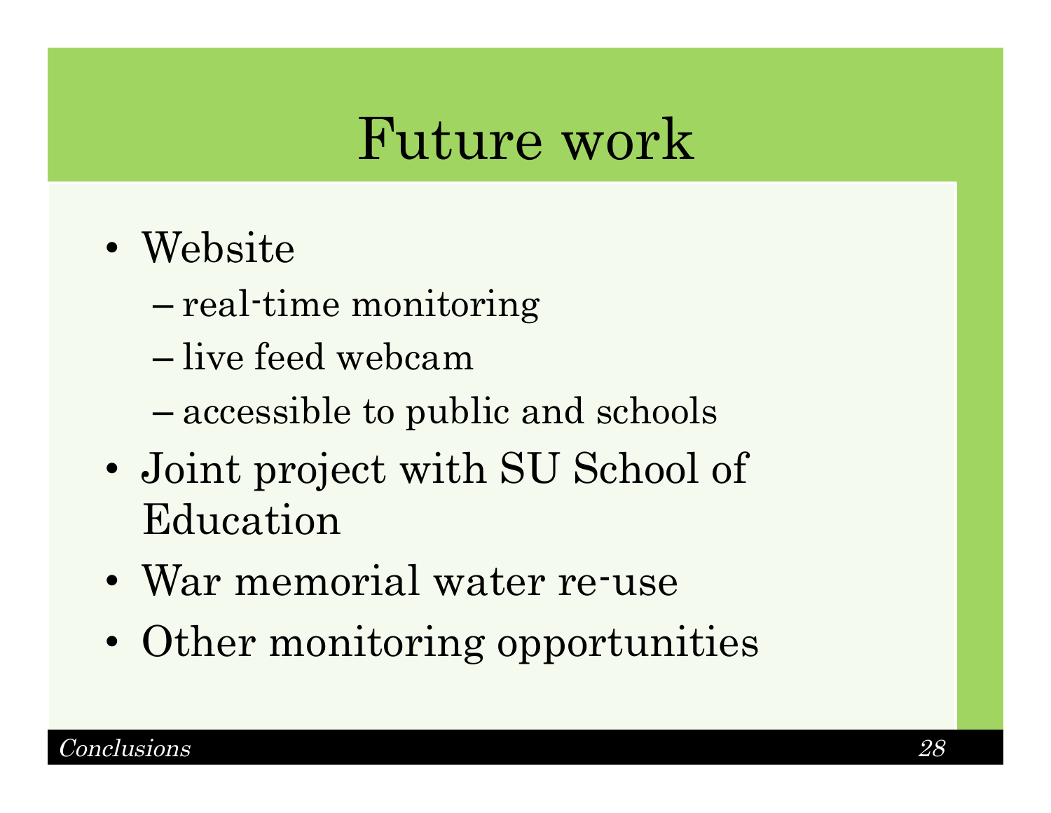# Future work

- Website
  - real-time monitoring
  - live feed webcam
  - accessible to public and schools
- Joint project with SU School of Education
- War memorial water re-use
- Other monitoring opportunities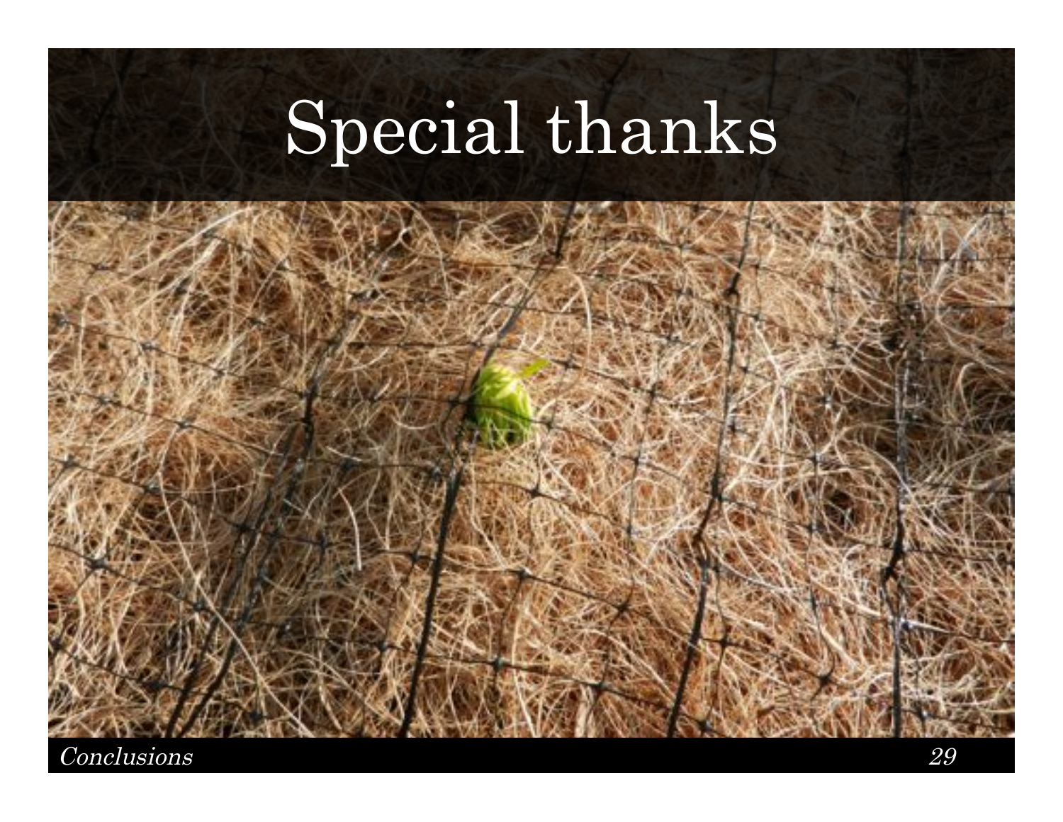# Special thanks